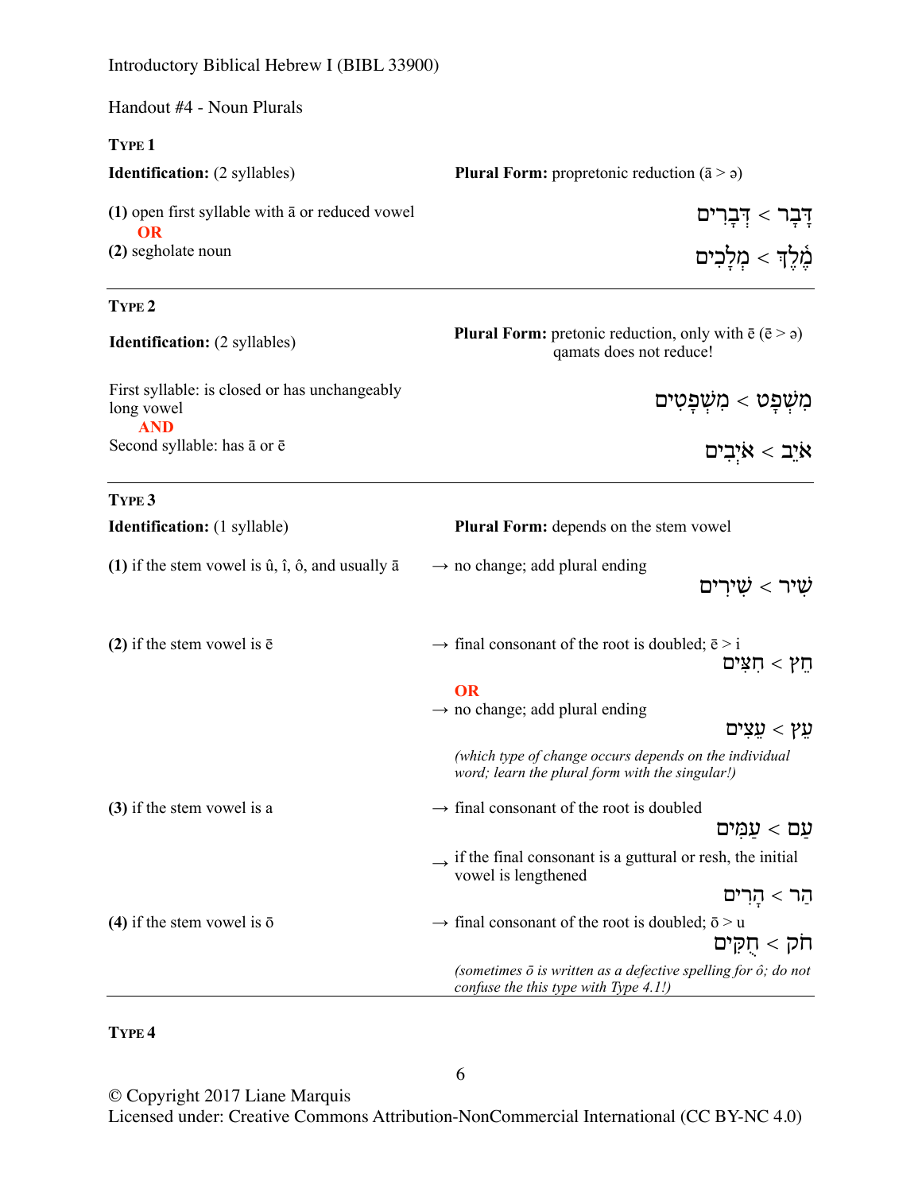Introductory Biblical Hebrew I (BIBL 33900)

Handout #4 - Noun Plurals

### Type 1

**Identification:** (2 syllables)

**Plural Form:** propretonic reduction (ā > ə)

**(1)** open first syllable with ā or reduced vowel

**OR**

**(2)** segholate noun

דָּבָר < דְּבָרִים

מֶ֫לֶךְ < מְלָכִים

---

### Type 2

**Identification:** (2 syllables)

**Plural Form:** pretonic reduction, only with ē (ē > ə)
qamats does not reduce!

First syllable: is closed or has unchangeably long vowel

**AND**

Second syllable: has ā or ē

מִשְׁפָּט < מִשְׁפָּטִים

אֹיֵב < אֹיְבִים

---

### Type 3

**Identification:** (1 syllable)

**Plural Form:** depends on the stem vowel

**(1)** if the stem vowel is û, î, ô, and usually ā → no change; add plural ending

שִׁיר < שִׁירִים

**(2)** if the stem vowel is ē → final consonant of the root is doubled; ē > i

חֵץ < חִצִּים

**OR**

→ no change; add plural ending

עֵץ < עֵצִים

*(which type of change occurs depends on the individual word; learn the plural form with the singular!)*

**(3)** if the stem vowel is a → final consonant of the root is doubled

עַם < עַמִּים

→ if the final consonant is a guttural or resh, the initial vowel is lengthened

הַר < הָרִים

**(4)** if the stem vowel is ō → final consonant of the root is doubled; ō > u

חֹק < חֻקִּים

*(sometimes ō is written as a defective spelling for ô; do not confuse the this type with Type 4.1!)*

---

### Type 4

© Copyright 2017 Liane Marquis
Licensed under: Creative Commons Attribution-NonCommercial International (CC BY-NC 4.0)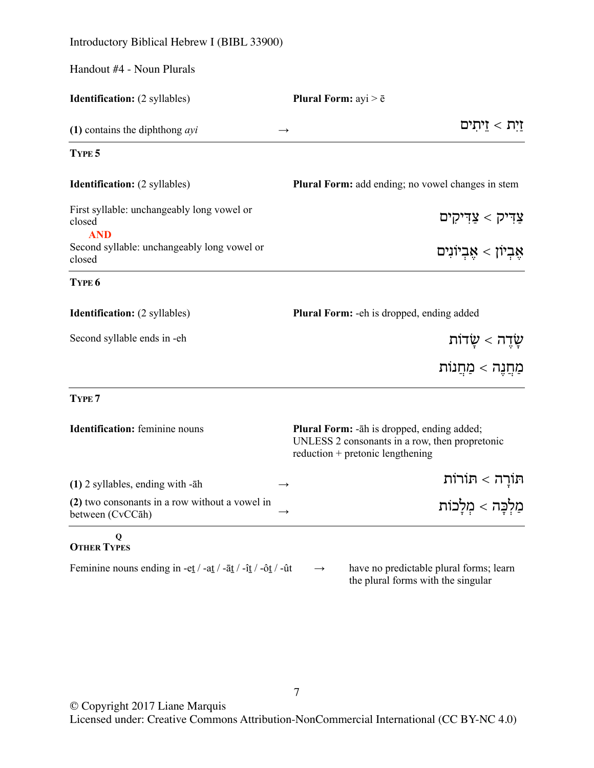Introductory Biblical Hebrew I (BIBL 33900)

Handout #4 - Noun Plurals

**Identification:** (2 syllables) | **Plural Form:** ayi > ē

**(1)** contains the diphthong *ayi* → זַיִת < זֵיתִים

---

**Type 5**

**Identification:** (2 syllables) | **Plural Form:** add ending; no vowel changes in stem

First syllable: unchangeably long vowel or closed
**AND**
Second syllable: unchangeably long vowel or closed

צַדִּיק < צַדִּיקִים

אֶבְיוֹן < אֶבְיוֹנִים

---

**Type 6**

**Identification:** (2 syllables) | **Plural Form:** -eh is dropped, ending added

Second syllable ends in -eh

שָׂדֶה < שָׂדוֹת

מַחֲנֶה < מַחֲנוֹת

---

**Type 7**

**Identification:** feminine nouns | **Plural Form:** -āh is dropped, ending added; UNLESS 2 consonants in a row, then propretonic reduction + pretonic lengthening

**(1)** 2 syllables, ending with -āh → תּוֹרָה < תּוֹרוֹת

**(2)** two consonants in a row without a vowel in between (CvCCāh) → מַלְכָּה < מְלָכוֹת

---

Q
**Other Types**

Feminine nouns ending in -eṯ / -aṯ / -āṯ / -îṯ / -ôṯ / -ût → have no predictable plural forms; learn the plural forms with the singular

© Copyright 2017 Liane Marquis
Licensed under: Creative Commons Attribution-NonCommercial International (CC BY-NC 4.0)